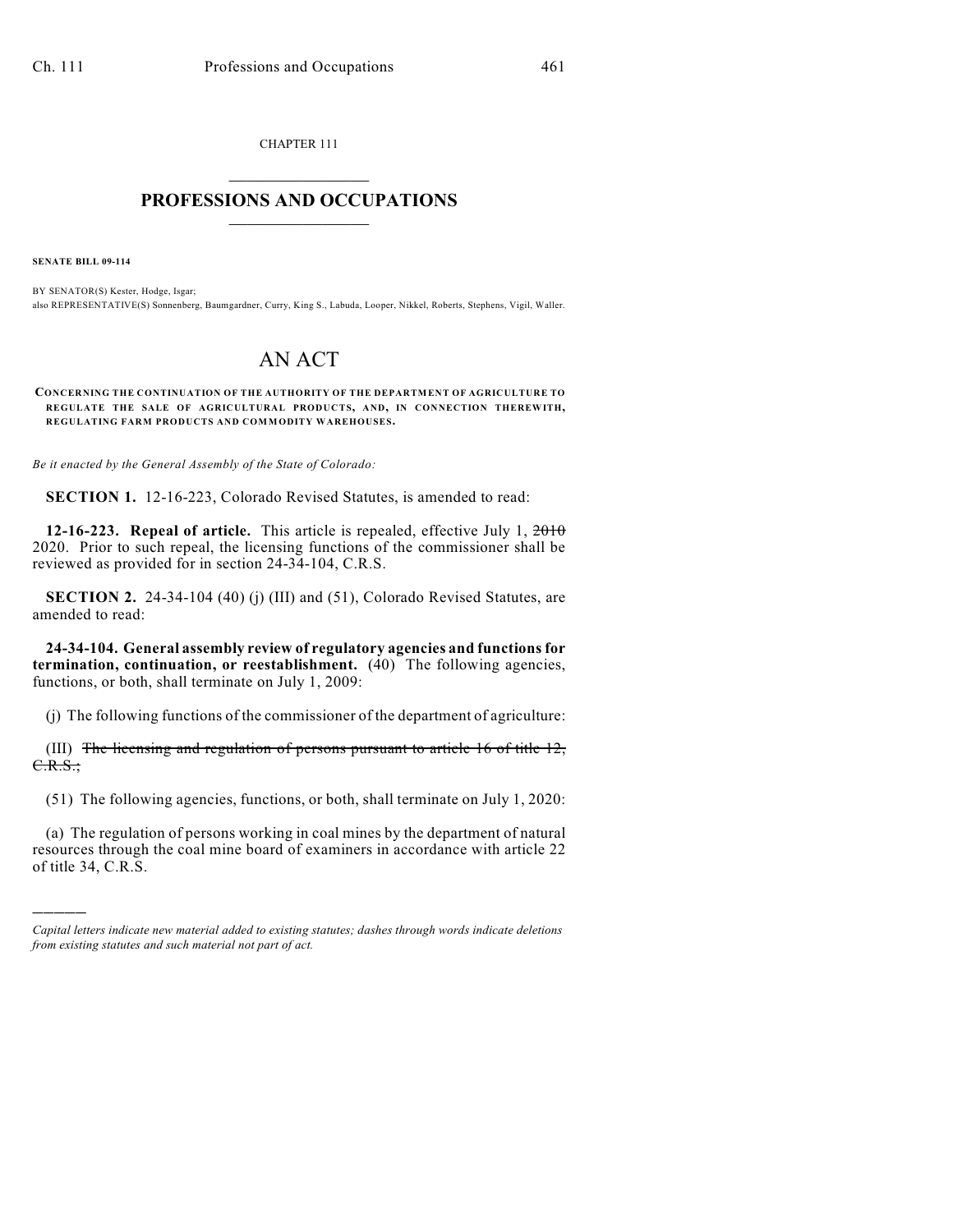CHAPTER 111

# PROFESSIONS AND OCCUPATIONS

**SENATE BILL 09-114**

BY SENATOR(S) Kester, Hodge, Isgar;
also REPRESENTATIVE(S) Sonnenberg, Baumgardner, Curry, King S., Labuda, Looper, Nikkel, Roberts, Stephens, Vigil, Waller.

# AN ACT

**CONCERNING THE CONTINUATION OF THE AUTHORITY OF THE DEPARTMENT OF AGRICULTURE TO REGULATE THE SALE OF AGRICULTURAL PRODUCTS, AND, IN CONNECTION THEREWITH, REGULATING FARM PRODUCTS AND COMMODITY WAREHOUSES.**

*Be it enacted by the General Assembly of the State of Colorado:*

**SECTION 1.** 12-16-223, Colorado Revised Statutes, is amended to read:

**12-16-223. Repeal of article.** This article is repealed, effective July 1, ~~2010~~ 2020. Prior to such repeal, the licensing functions of the commissioner shall be reviewed as provided for in section 24-34-104, C.R.S.

**SECTION 2.** 24-34-104 (40) (j) (III) and (51), Colorado Revised Statutes, are amended to read:

**24-34-104. General assembly review of regulatory agencies and functions for termination, continuation, or reestablishment.** (40) The following agencies, functions, or both, shall terminate on July 1, 2009:

(j) The following functions of the commissioner of the department of agriculture:

(III) ~~The licensing and regulation of persons pursuant to article 16 of title 12, C.R.S.;~~

(51) The following agencies, functions, or both, shall terminate on July 1, 2020:

(a) The regulation of persons working in coal mines by the department of natural resources through the coal mine board of examiners in accordance with article 22 of title 34, C.R.S.

*Capital letters indicate new material added to existing statutes; dashes through words indicate deletions from existing statutes and such material not part of act.*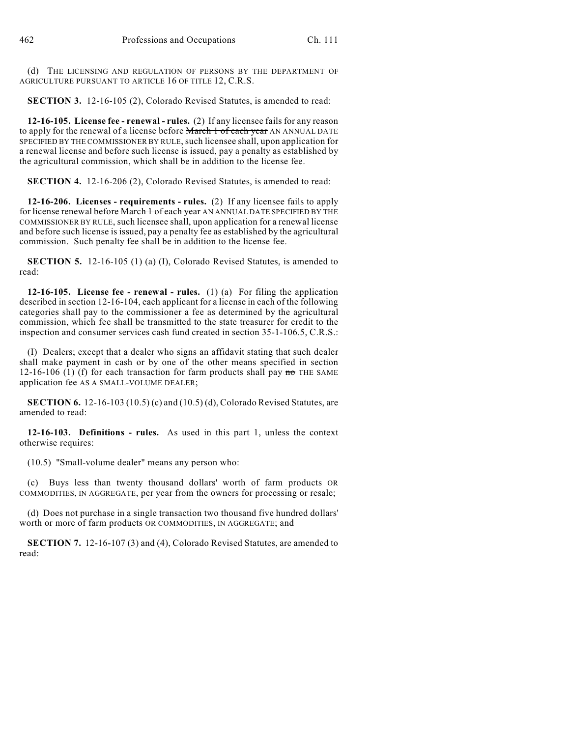(d) THE LICENSING AND REGULATION OF PERSONS BY THE DEPARTMENT OF AGRICULTURE PURSUANT TO ARTICLE 16 OF TITLE 12, C.R.S.

**SECTION 3.** 12-16-105 (2), Colorado Revised Statutes, is amended to read:

**12-16-105. License fee - renewal - rules.** (2) If any licensee fails for any reason to apply for the renewal of a license before ~~March 1 of each year~~ AN ANNUAL DATE SPECIFIED BY THE COMMISSIONER BY RULE, such licensee shall, upon application for a renewal license and before such license is issued, pay a penalty as established by the agricultural commission, which shall be in addition to the license fee.

**SECTION 4.** 12-16-206 (2), Colorado Revised Statutes, is amended to read:

**12-16-206. Licenses - requirements - rules.** (2) If any licensee fails to apply for license renewal before ~~March 1 of each year~~ AN ANNUAL DATE SPECIFIED BY THE COMMISSIONER BY RULE, such licensee shall, upon application for a renewal license and before such license is issued, pay a penalty fee as established by the agricultural commission. Such penalty fee shall be in addition to the license fee.

**SECTION 5.** 12-16-105 (1) (a) (I), Colorado Revised Statutes, is amended to read:

**12-16-105. License fee - renewal - rules.** (1) (a) For filing the application described in section 12-16-104, each applicant for a license in each of the following categories shall pay to the commissioner a fee as determined by the agricultural commission, which fee shall be transmitted to the state treasurer for credit to the inspection and consumer services cash fund created in section 35-1-106.5, C.R.S.:

(I) Dealers; except that a dealer who signs an affidavit stating that such dealer shall make payment in cash or by one of the other means specified in section 12-16-106 (1) (f) for each transaction for farm products shall pay ~~no~~ THE SAME application fee AS A SMALL-VOLUME DEALER;

**SECTION 6.** 12-16-103 (10.5) (c) and (10.5) (d), Colorado Revised Statutes, are amended to read:

**12-16-103. Definitions - rules.** As used in this part 1, unless the context otherwise requires:

(10.5) "Small-volume dealer" means any person who:

(c) Buys less than twenty thousand dollars' worth of farm products OR COMMODITIES, IN AGGREGATE, per year from the owners for processing or resale;

(d) Does not purchase in a single transaction two thousand five hundred dollars' worth or more of farm products OR COMMODITIES, IN AGGREGATE; and

**SECTION 7.** 12-16-107 (3) and (4), Colorado Revised Statutes, are amended to read: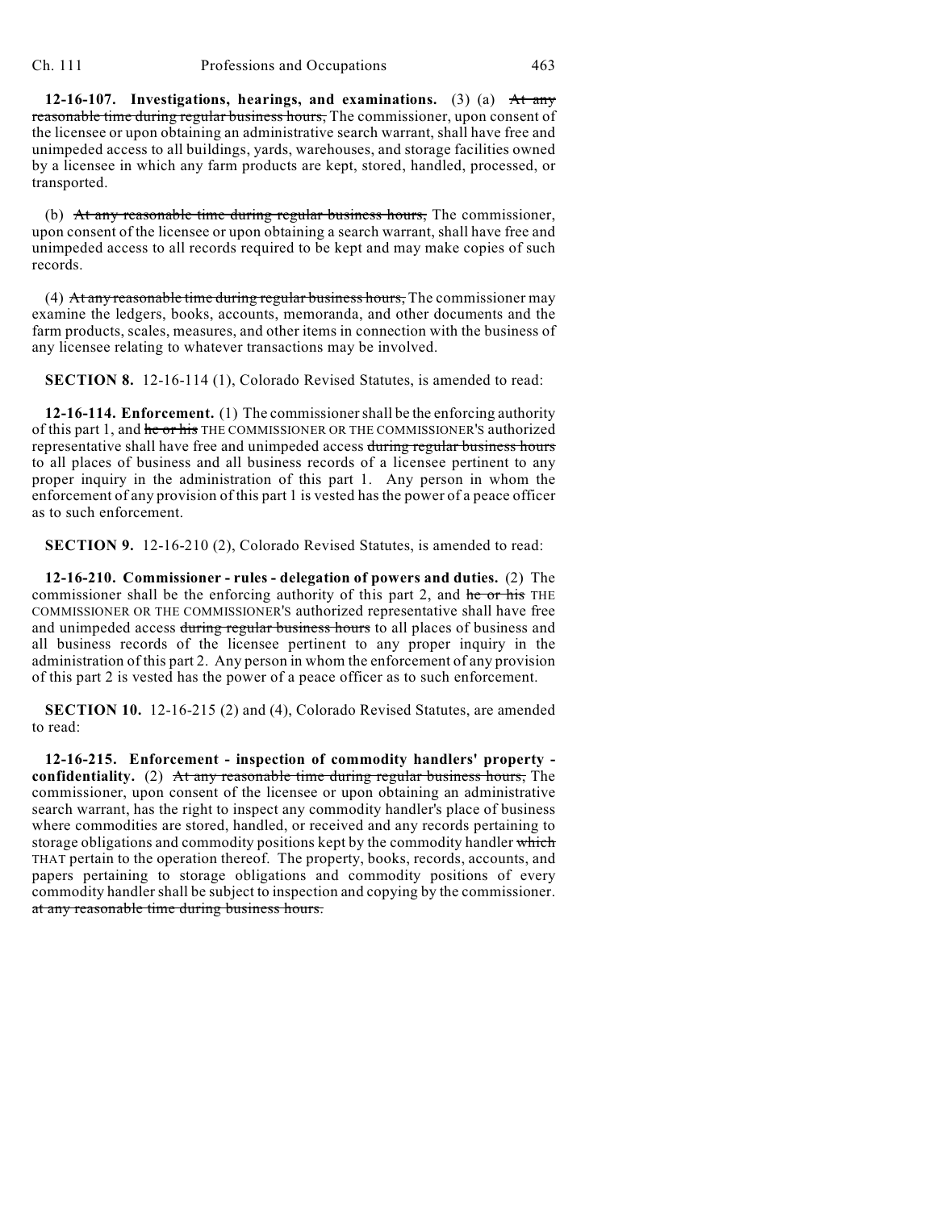**12-16-107. Investigations, hearings, and examinations.** (3) (a) ~~At any reasonable time during regular business hours,~~ The commissioner, upon consent of the licensee or upon obtaining an administrative search warrant, shall have free and unimpeded access to all buildings, yards, warehouses, and storage facilities owned by a licensee in which any farm products are kept, stored, handled, processed, or transported.

(b) ~~At any reasonable time during regular business hours,~~ The commissioner, upon consent of the licensee or upon obtaining a search warrant, shall have free and unimpeded access to all records required to be kept and may make copies of such records.

(4) ~~At any reasonable time during regular business hours,~~ The commissioner may examine the ledgers, books, accounts, memoranda, and other documents and the farm products, scales, measures, and other items in connection with the business of any licensee relating to whatever transactions may be involved.

**SECTION 8.** 12-16-114 (1), Colorado Revised Statutes, is amended to read:

**12-16-114. Enforcement.** (1) The commissioner shall be the enforcing authority of this part 1, and ~~he or his~~ THE COMMISSIONER OR THE COMMISSIONER'S authorized representative shall have free and unimpeded access ~~during regular business hours~~ to all places of business and all business records of a licensee pertinent to any proper inquiry in the administration of this part 1. Any person in whom the enforcement of any provision of this part 1 is vested has the power of a peace officer as to such enforcement.

**SECTION 9.** 12-16-210 (2), Colorado Revised Statutes, is amended to read:

**12-16-210. Commissioner - rules - delegation of powers and duties.** (2) The commissioner shall be the enforcing authority of this part 2, and ~~he or his~~ THE COMMISSIONER OR THE COMMISSIONER'S authorized representative shall have free and unimpeded access ~~during regular business hours~~ to all places of business and all business records of the licensee pertinent to any proper inquiry in the administration of this part 2. Any person in whom the enforcement of any provision of this part 2 is vested has the power of a peace officer as to such enforcement.

**SECTION 10.** 12-16-215 (2) and (4), Colorado Revised Statutes, are amended to read:

**12-16-215. Enforcement - inspection of commodity handlers' property - confidentiality.** (2) ~~At any reasonable time during regular business hours,~~ The commissioner, upon consent of the licensee or upon obtaining an administrative search warrant, has the right to inspect any commodity handler's place of business where commodities are stored, handled, or received and any records pertaining to storage obligations and commodity positions kept by the commodity handler ~~which~~ THAT pertain to the operation thereof. The property, books, records, accounts, and papers pertaining to storage obligations and commodity positions of every commodity handler shall be subject to inspection and copying by the commissioner. ~~at any reasonable time during business hours.~~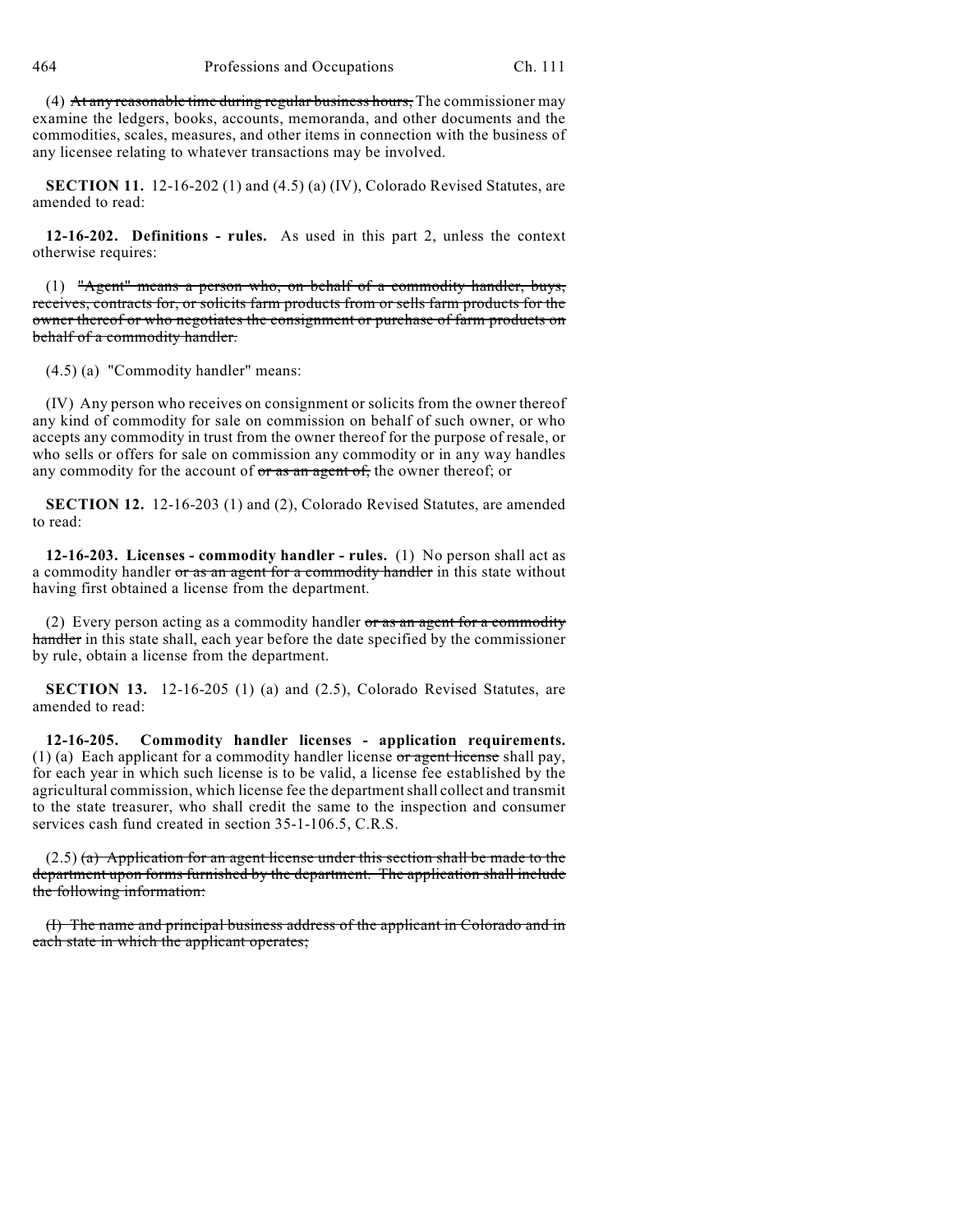(4) ~~At any reasonable time during regular business hours,~~ The commissioner may examine the ledgers, books, accounts, memoranda, and other documents and the commodities, scales, measures, and other items in connection with the business of any licensee relating to whatever transactions may be involved.

**SECTION 11.** 12-16-202 (1) and (4.5) (a) (IV), Colorado Revised Statutes, are amended to read:

**12-16-202. Definitions - rules.** As used in this part 2, unless the context otherwise requires:

(1) ~~"Agent" means a person who, on behalf of a commodity handler, buys, receives, contracts for, or solicits farm products from or sells farm products for the owner thereof or who negotiates the consignment or purchase of farm products on behalf of a commodity handler.~~

(4.5) (a) "Commodity handler" means:

(IV) Any person who receives on consignment or solicits from the owner thereof any kind of commodity for sale on commission on behalf of such owner, or who accepts any commodity in trust from the owner thereof for the purpose of resale, or who sells or offers for sale on commission any commodity or in any way handles any commodity for the account of ~~or as an agent of,~~ the owner thereof; or

**SECTION 12.** 12-16-203 (1) and (2), Colorado Revised Statutes, are amended to read:

**12-16-203. Licenses - commodity handler - rules.** (1) No person shall act as a commodity handler ~~or as an agent for a commodity handler~~ in this state without having first obtained a license from the department.

(2) Every person acting as a commodity handler ~~or as an agent for a commodity handler~~ in this state shall, each year before the date specified by the commissioner by rule, obtain a license from the department.

**SECTION 13.** 12-16-205 (1) (a) and (2.5), Colorado Revised Statutes, are amended to read:

**12-16-205. Commodity handler licenses - application requirements.** (1) (a) Each applicant for a commodity handler license ~~or agent license~~ shall pay, for each year in which such license is to be valid, a license fee established by the agricultural commission, which license fee the department shall collect and transmit to the state treasurer, who shall credit the same to the inspection and consumer services cash fund created in section 35-1-106.5, C.R.S.

(2.5) ~~(a) Application for an agent license under this section shall be made to the department upon forms furnished by the department. The application shall include the following information:~~

~~(I) The name and principal business address of the applicant in Colorado and in each state in which the applicant operates;~~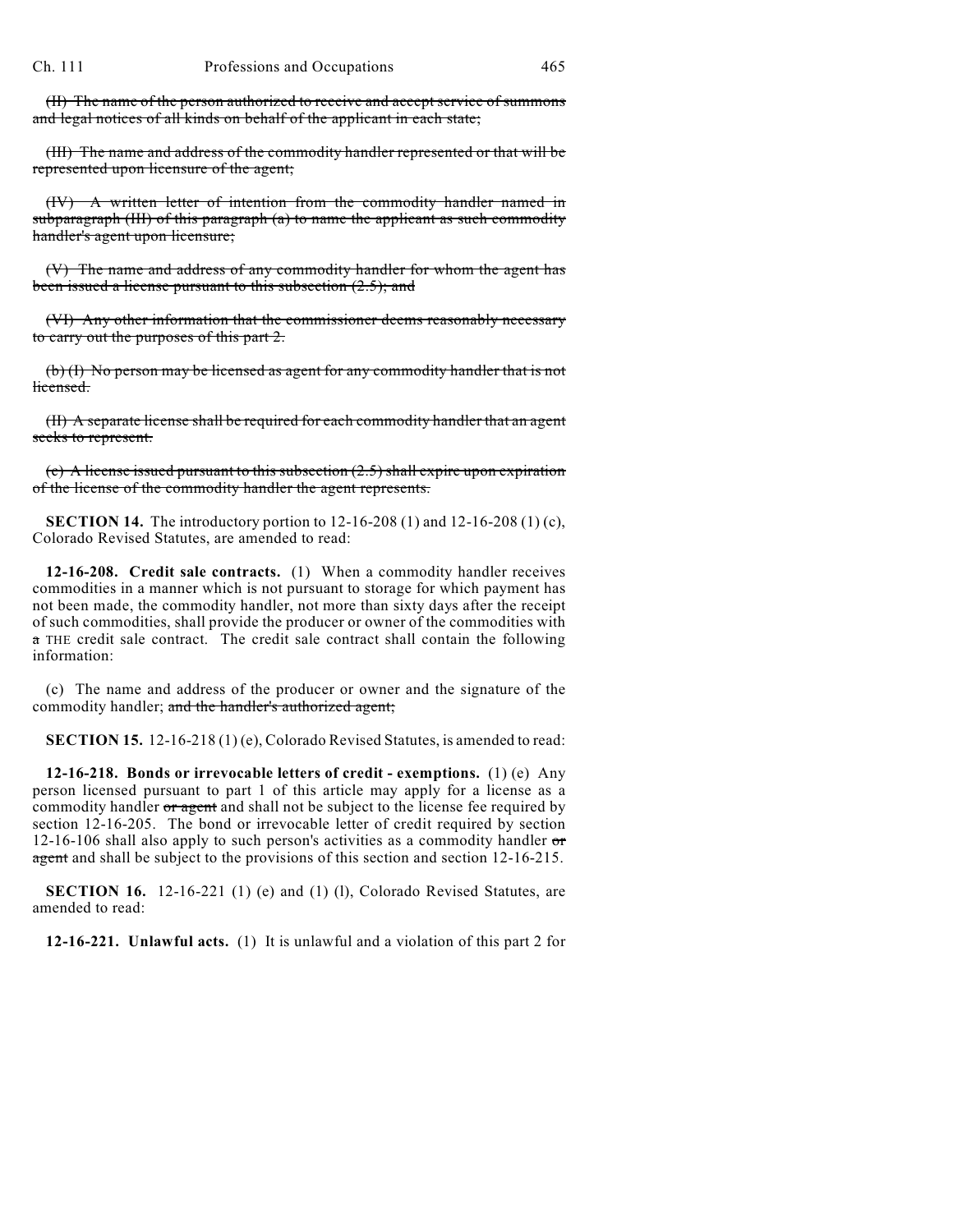(II) ~~The name of the person authorized to receive and accept service of summons and legal notices of all kinds on behalf of the applicant in each state;~~

~~(III) The name and address of the commodity handler represented or that will be represented upon licensure of the agent;~~

~~(IV) A written letter of intention from the commodity handler named in subparagraph (III) of this paragraph (a) to name the applicant as such commodity handler's agent upon licensure;~~

~~(V) The name and address of any commodity handler for whom the agent has been issued a license pursuant to this subsection (2.5); and~~

~~(VI) Any other information that the commissioner deems reasonably necessary to carry out the purposes of this part 2.~~

~~(b) (I) No person may be licensed as agent for any commodity handler that is not licensed.~~

~~(II) A separate license shall be required for each commodity handler that an agent seeks to represent.~~

~~(c) A license issued pursuant to this subsection (2.5) shall expire upon expiration of the license of the commodity handler the agent represents.~~

**SECTION 14.** The introductory portion to 12-16-208 (1) and 12-16-208 (1) (c), Colorado Revised Statutes, are amended to read:

**12-16-208. Credit sale contracts.** (1) When a commodity handler receives commodities in a manner which is not pursuant to storage for which payment has not been made, the commodity handler, not more than sixty days after the receipt of such commodities, shall provide the producer or owner of the commodities with ~~a~~ THE credit sale contract. The credit sale contract shall contain the following information:

(c) The name and address of the producer or owner and the signature of the commodity handler; ~~and the handler's authorized agent;~~

**SECTION 15.** 12-16-218 (1) (e), Colorado Revised Statutes, is amended to read:

**12-16-218. Bonds or irrevocable letters of credit - exemptions.** (1) (e) Any person licensed pursuant to part 1 of this article may apply for a license as a commodity handler ~~or agent~~ and shall not be subject to the license fee required by section 12-16-205. The bond or irrevocable letter of credit required by section 12-16-106 shall also apply to such person's activities as a commodity handler ~~or agent~~ and shall be subject to the provisions of this section and section 12-16-215.

**SECTION 16.** 12-16-221 (1) (e) and (1) (l), Colorado Revised Statutes, are amended to read:

**12-16-221. Unlawful acts.** (1) It is unlawful and a violation of this part 2 for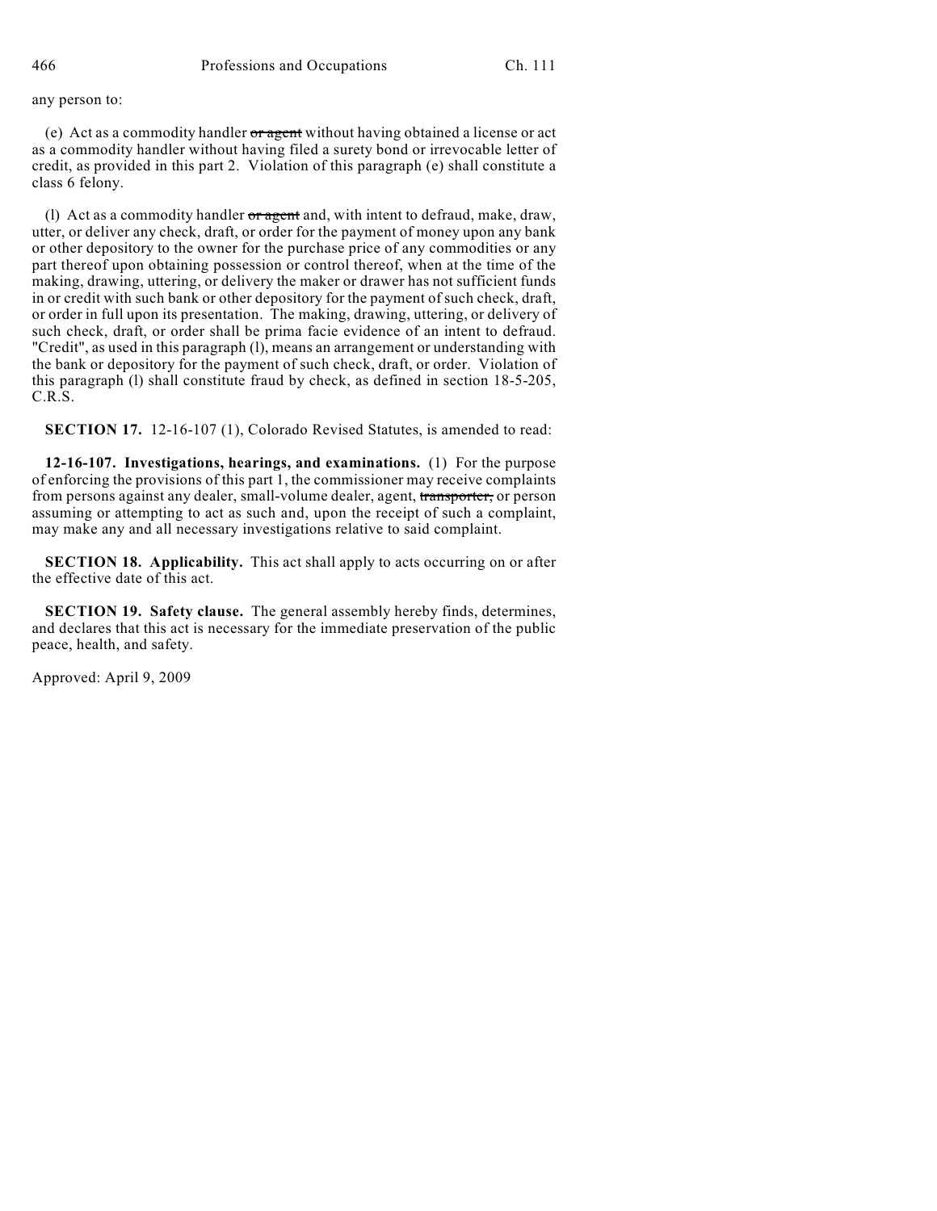any person to:

(e) Act as a commodity handler ~~or agent~~ without having obtained a license or act as a commodity handler without having filed a surety bond or irrevocable letter of credit, as provided in this part 2. Violation of this paragraph (e) shall constitute a class 6 felony.

(l) Act as a commodity handler ~~or agent~~ and, with intent to defraud, make, draw, utter, or deliver any check, draft, or order for the payment of money upon any bank or other depository to the owner for the purchase price of any commodities or any part thereof upon obtaining possession or control thereof, when at the time of the making, drawing, uttering, or delivery the maker or drawer has not sufficient funds in or credit with such bank or other depository for the payment of such check, draft, or order in full upon its presentation. The making, drawing, uttering, or delivery of such check, draft, or order shall be prima facie evidence of an intent to defraud. "Credit", as used in this paragraph (l), means an arrangement or understanding with the bank or depository for the payment of such check, draft, or order. Violation of this paragraph (l) shall constitute fraud by check, as defined in section 18-5-205, C.R.S.

**SECTION 17.** 12-16-107 (1), Colorado Revised Statutes, is amended to read:

**12-16-107. Investigations, hearings, and examinations.** (1) For the purpose of enforcing the provisions of this part 1, the commissioner may receive complaints from persons against any dealer, small-volume dealer, agent, ~~transporter,~~ or person assuming or attempting to act as such and, upon the receipt of such a complaint, may make any and all necessary investigations relative to said complaint.

**SECTION 18. Applicability.** This act shall apply to acts occurring on or after the effective date of this act.

**SECTION 19. Safety clause.** The general assembly hereby finds, determines, and declares that this act is necessary for the immediate preservation of the public peace, health, and safety.

Approved: April 9, 2009